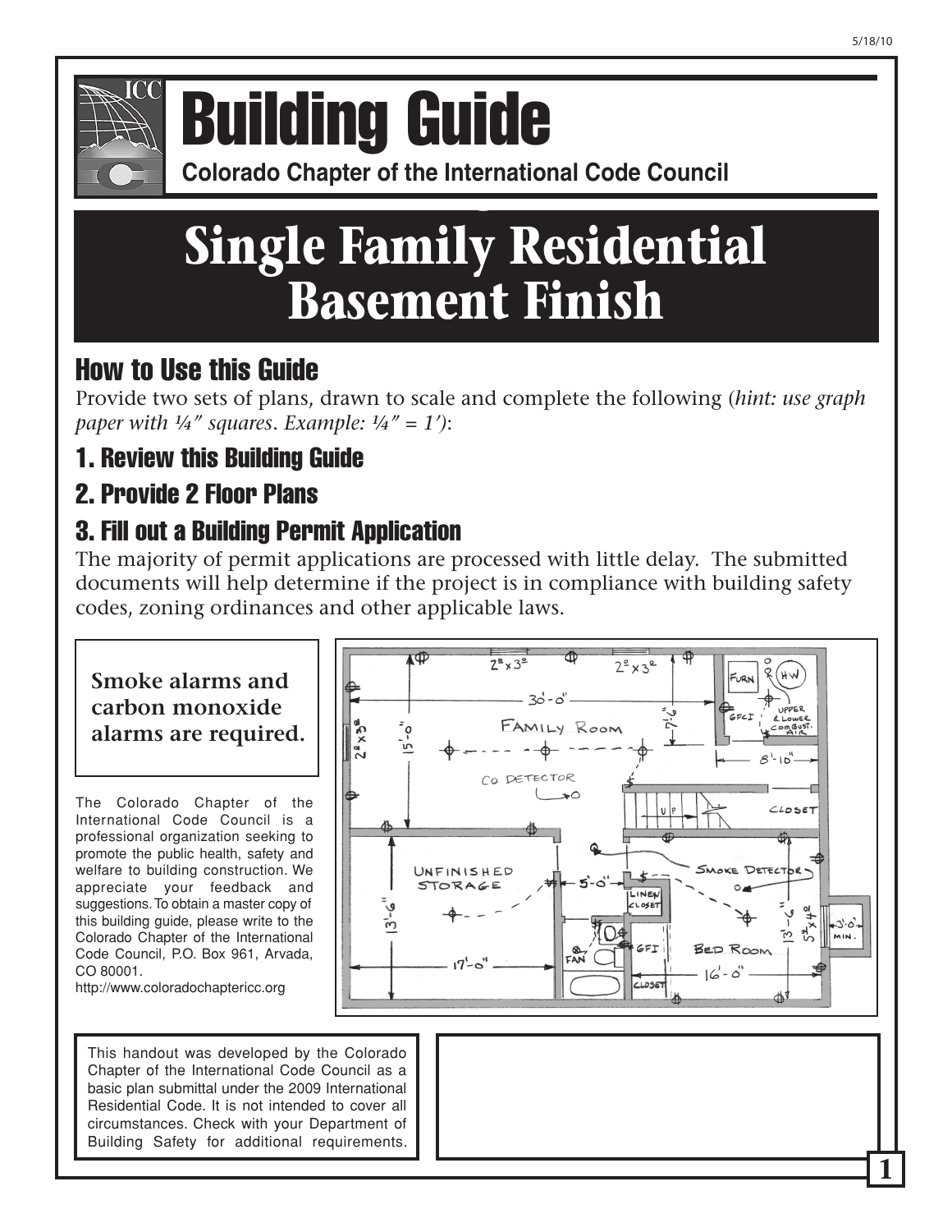# Building Guide

**Colorado Chapter of the International Code Council**

# Single Family Residential Basement Finish

## How to Use this Guide

Provide two sets of plans, drawn to scale and complete the following (*hint: use graph paper with ¼" squares. Example: ¼" = 1'*):

## 1. Review this Building Guide

## 2. Provide 2 Floor Plans

## 3. Fill out a Building Permit Application

The majority of permit applications are processed with little delay. The submitted documents will help determine if the project is in compliance with building safety codes, zoning ordinances and other applicable laws.

**Smoke alarms and carbon monoxide alarms are required.**

The Colorado Chapter of the International Code Council is a professional organization seeking to promote the public health, safety and welfare to building construction. We appreciate your feedback and suggestions. To obtain a master copy of this building guide, please write to the Colorado Chapter of the International Code Council, P.O. Box 961, Arvada, CO 80001.
http://www.coloradochaptericc.org

This handout was developed by the Colorado Chapter of the International Code Council as a basic plan submittal under the 2009 International Residential Code. It is not intended to cover all circumstances. Check with your Department of Building Safety for additional requirements.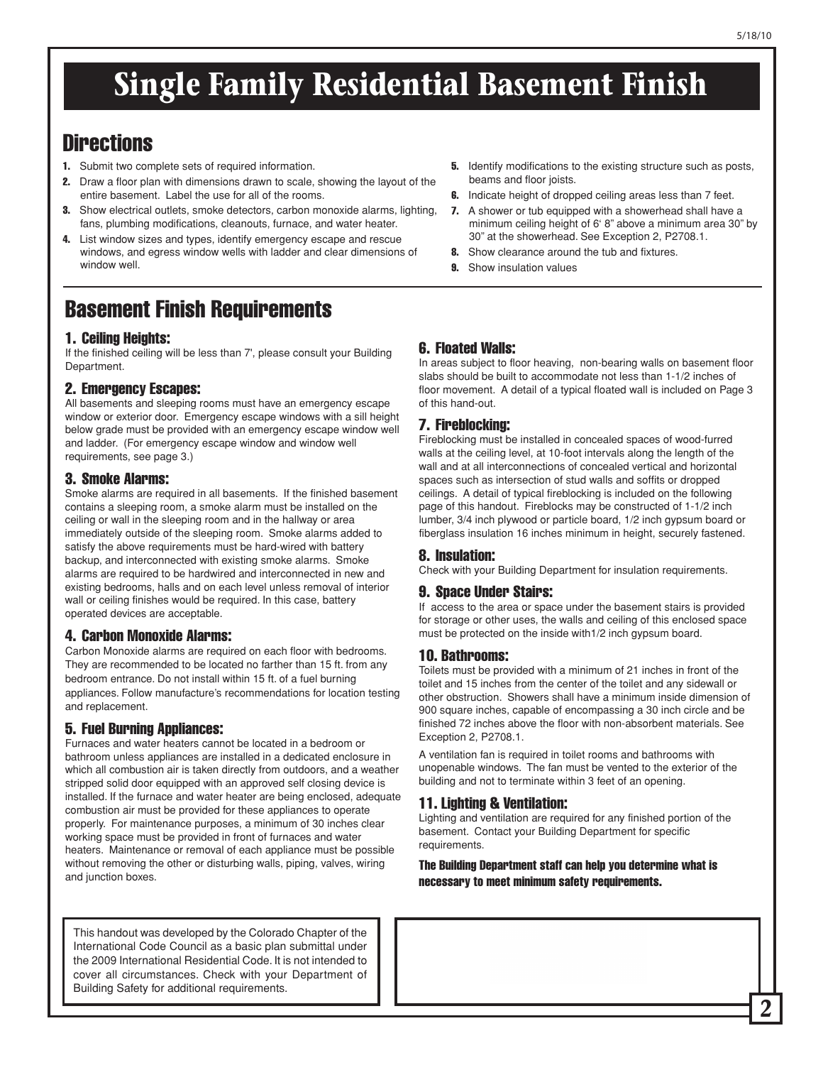# Single Family Residential Basement Finish

## Directions

1. Submit two complete sets of required information.
2. Draw a floor plan with dimensions drawn to scale, showing the layout of the entire basement. Label the use for all of the rooms.
3. Show electrical outlets, smoke detectors, carbon monoxide alarms, lighting, fans, plumbing modifications, cleanouts, furnace, and water heater.
4. List window sizes and types, identify emergency escape and rescue windows, and egress window wells with ladder and clear dimensions of window well.
5. Identify modifications to the existing structure such as posts, beams and floor joists.
6. Indicate height of dropped ceiling areas less than 7 feet.
7. A shower or tub equipped with a showerhead shall have a minimum ceiling height of 6' 8" above a minimum area 30" by 30" at the showerhead. See Exception 2, P2708.1.
8. Show clearance around the tub and fixtures.
9. Show insulation values

## Basement Finish Requirements

### 1. Ceiling Heights:

If the finished ceiling will be less than 7', please consult your Building Department.

### 2. Emergency Escapes:

All basements and sleeping rooms must have an emergency escape window or exterior door. Emergency escape windows with a sill height below grade must be provided with an emergency escape window well and ladder. (For emergency escape window and window well requirements, see page 3.)

### 3. Smoke Alarms:

Smoke alarms are required in all basements. If the finished basement contains a sleeping room, a smoke alarm must be installed on the ceiling or wall in the sleeping room and in the hallway or area immediately outside of the sleeping room. Smoke alarms added to satisfy the above requirements must be hard-wired with battery backup, and interconnected with existing smoke alarms. Smoke alarms are required to be hardwired and interconnected in new and existing bedrooms, halls and on each level unless removal of interior wall or ceiling finishes would be required. In this case, battery operated devices are acceptable.

### 4. Carbon Monoxide Alarms:

Carbon Monoxide alarms are required on each floor with bedrooms. They are recommended to be located no farther than 15 ft. from any bedroom entrance. Do not install within 15 ft. of a fuel burning appliances. Follow manufacture's recommendations for location testing and replacement.

### 5. Fuel Burning Appliances:

Furnaces and water heaters cannot be located in a bedroom or bathroom unless appliances are installed in a dedicated enclosure in which all combustion air is taken directly from outdoors, and a weather stripped solid door equipped with an approved self closing device is installed. If the furnace and water heater are being enclosed, adequate combustion air must be provided for these appliances to operate properly. For maintenance purposes, a minimum of 30 inches clear working space must be provided in front of furnaces and water heaters. Maintenance or removal of each appliance must be possible without removing the other or disturbing walls, piping, valves, wiring and junction boxes.

### 6. Floated Walls:

In areas subject to floor heaving, non-bearing walls on basement floor slabs should be built to accommodate not less than 1-1/2 inches of floor movement. A detail of a typical floated wall is included on Page 3 of this hand-out.

### 7. Fireblocking:

Fireblocking must be installed in concealed spaces of wood-furred walls at the ceiling level, at 10-foot intervals along the length of the wall and at all interconnections of concealed vertical and horizontal spaces such as intersection of stud walls and soffits or dropped ceilings. A detail of typical fireblocking is included on the following page of this handout. Fireblocks may be constructed of 1-1/2 inch lumber, 3/4 inch plywood or particle board, 1/2 inch gypsum board or fiberglass insulation 16 inches minimum in height, securely fastened.

### 8. Insulation:

Check with your Building Department for insulation requirements.

### 9. Space Under Stairs:

If access to the area or space under the basement stairs is provided for storage or other uses, the walls and ceiling of this enclosed space must be protected on the inside with1/2 inch gypsum board.

### 10. Bathrooms:

Toilets must be provided with a minimum of 21 inches in front of the toilet and 15 inches from the center of the toilet and any sidewall or other obstruction. Showers shall have a minimum inside dimension of 900 square inches, capable of encompassing a 30 inch circle and be finished 72 inches above the floor with non-absorbent materials. See Exception 2, P2708.1.

A ventilation fan is required in toilet rooms and bathrooms with unopenable windows. The fan must be vented to the exterior of the building and not to terminate within 3 feet of an opening.

### 11. Lighting & Ventilation:

Lighting and ventilation are required for any finished portion of the basement. Contact your Building Department for specific requirements.

**The Building Department staff can help you determine what is necessary to meet minimum safety requirements.**

This handout was developed by the Colorado Chapter of the International Code Council as a basic plan submittal under the 2009 International Residential Code. It is not intended to cover all circumstances. Check with your Department of Building Safety for additional requirements.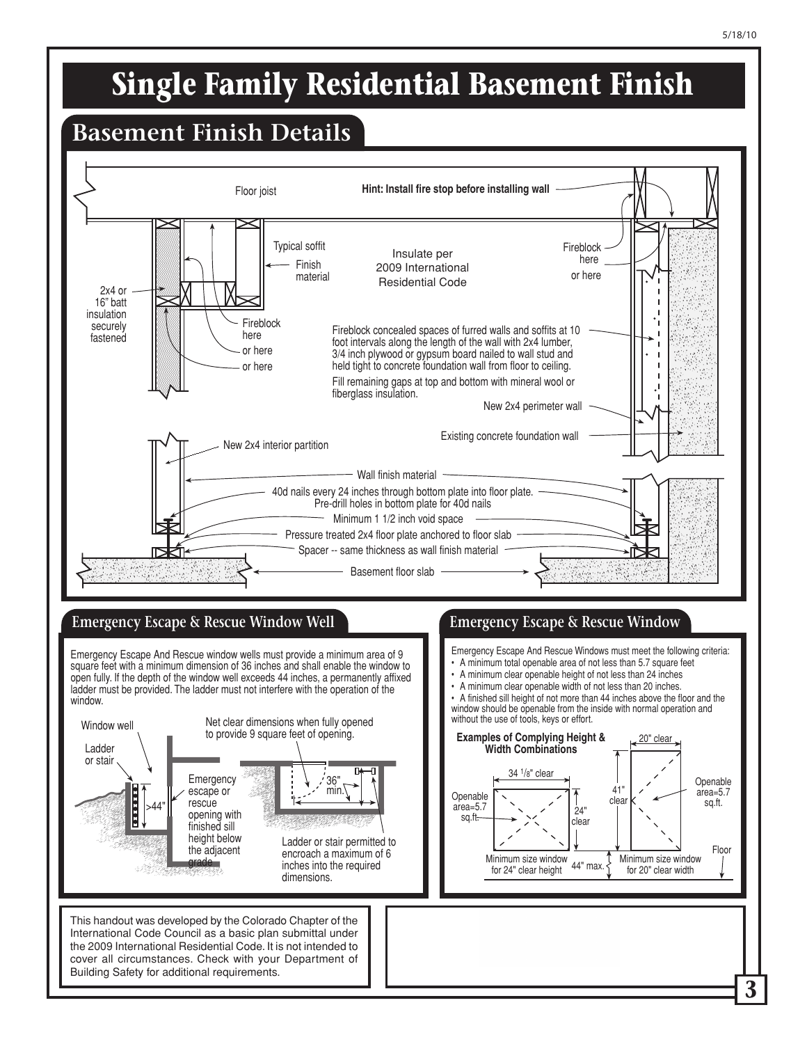# Single Family Residential Basement Finish

## Basement Finish Details

Floor joist

Hint: Install fire stop before installing wall

Typical soffit

Finish material

Insulate per 2009 International Residential Code

Fireblock here or here

2x4 or 16" batt insulation securely fastened

Fireblock here or here or here

Fireblock concealed spaces of furred walls and soffits at 10 foot intervals along the length of the wall with 2x4 lumber, 3/4 inch plywood or gypsum board nailed to wall stud and held tight to concrete foundation wall from floor to ceiling.

Fill remaining gaps at top and bottom with mineral wool or fiberglass insulation.

New 2x4 perimeter wall

Existing concrete foundation wall

New 2x4 interior partition

Wall finish material

40d nails every 24 inches through bottom plate into floor plate. Pre-drill holes in bottom plate for 40d nails

Minimum 1 1/2 inch void space

Pressure treated 2x4 floor plate anchored to floor slab

Spacer -- same thickness as wall finish material

Basement floor slab

## Emergency Escape & Rescue Window Well

Emergency Escape And Rescue window wells must provide a minimum area of 9 square feet with a minimum dimension of 36 inches and shall enable the window to open fully. If the depth of the window well exceeds 44 inches, a permanently affixed ladder must be provided. The ladder must not interfere with the operation of the window.

Window well

Ladder or stair

>44"

Emergency escape or rescue opening with finished sill height below the adjacent grade

Net clear dimensions when fully opened to provide 9 square feet of opening.

36" min.

Ladder or stair permitted to encroach a maximum of 6 inches into the required dimensions.

## Emergency Escape & Rescue Window

Emergency Escape And Rescue Windows must meet the following criteria:

- A minimum total openable area of not less than 5.7 square feet
- A minimum clear openable height of not less than 24 inches
- A minimum clear openable width of not less than 20 inches.
- A finished sill height of not more than 44 inches above the floor and the window should be openable from the inside with normal operation and without the use of tools, keys or effort.

**Examples of Complying Height & Width Combinations**

34 1/8" clear

Openable area=5.7 sq.ft.

24" clear

Minimum size window for 24" clear height

44" max.

20" clear

41" clear

Openable area=5.7 sq.ft.

Minimum size window for 20" clear width

Floor

This handout was developed by the Colorado Chapter of the International Code Council as a basic plan submittal under the 2009 International Residential Code. It is not intended to cover all circumstances. Check with your Department of Building Safety for additional requirements.